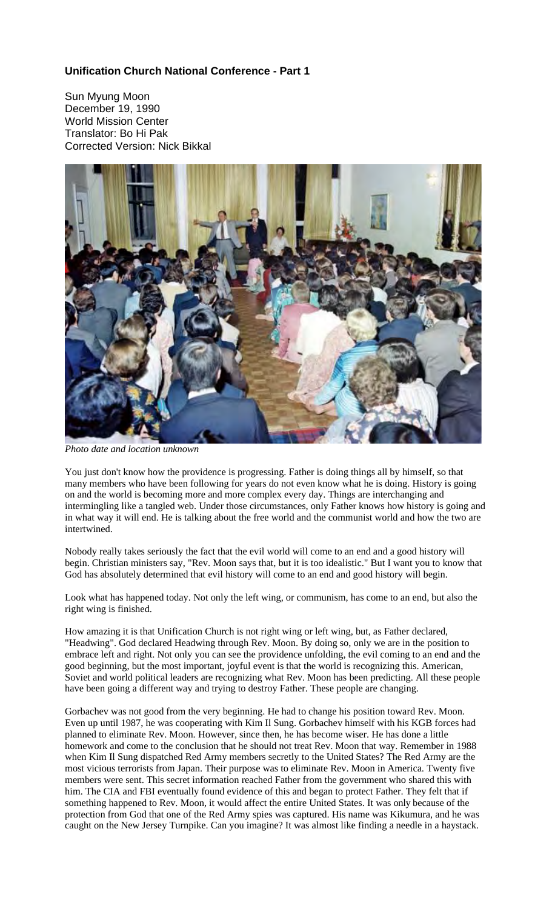**Unification Church National Conference - Part 1**

Sun Myung Moon
December 19, 1990
World Mission Center
Translator: Bo Hi Pak
Corrected Version: Nick Bikkal

*Photo date and location unknown*

You just don't know how the providence is progressing. Father is doing things all by himself, so that many members who have been following for years do not even know what he is doing. History is going on and the world is becoming more and more complex every day. Things are interchanging and intermingling like a tangled web. Under those circumstances, only Father knows how history is going and in what way it will end. He is talking about the free world and the communist world and how the two are intertwined.

Nobody really takes seriously the fact that the evil world will come to an end and a good history will begin. Christian ministers say, "Rev. Moon says that, but it is too idealistic." But I want you to know that God has absolutely determined that evil history will come to an end and good history will begin.

Look what has happened today. Not only the left wing, or communism, has come to an end, but also the right wing is finished.

How amazing it is that Unification Church is not right wing or left wing, but, as Father declared, "Headwing". God declared Headwing through Rev. Moon. By doing so, only we are in the position to embrace left and right. Not only you can see the providence unfolding, the evil coming to an end and the good beginning, but the most important, joyful event is that the world is recognizing this. American, Soviet and world political leaders are recognizing what Rev. Moon has been predicting. All these people have been going a different way and trying to destroy Father. These people are changing.

Gorbachev was not good from the very beginning. He had to change his position toward Rev. Moon. Even up until 1987, he was cooperating with Kim Il Sung. Gorbachev himself with his KGB forces had planned to eliminate Rev. Moon. However, since then, he has become wiser. He has done a little homework and come to the conclusion that he should not treat Rev. Moon that way. Remember in 1988 when Kim Il Sung dispatched Red Army members secretly to the United States? The Red Army are the most vicious terrorists from Japan. Their purpose was to eliminate Rev. Moon in America. Twenty five members were sent. This secret information reached Father from the government who shared this with him. The CIA and FBI eventually found evidence of this and began to protect Father. They felt that if something happened to Rev. Moon, it would affect the entire United States. It was only because of the protection from God that one of the Red Army spies was captured. His name was Kikumura, and he was caught on the New Jersey Turnpike. Can you imagine? It was almost like finding a needle in a haystack.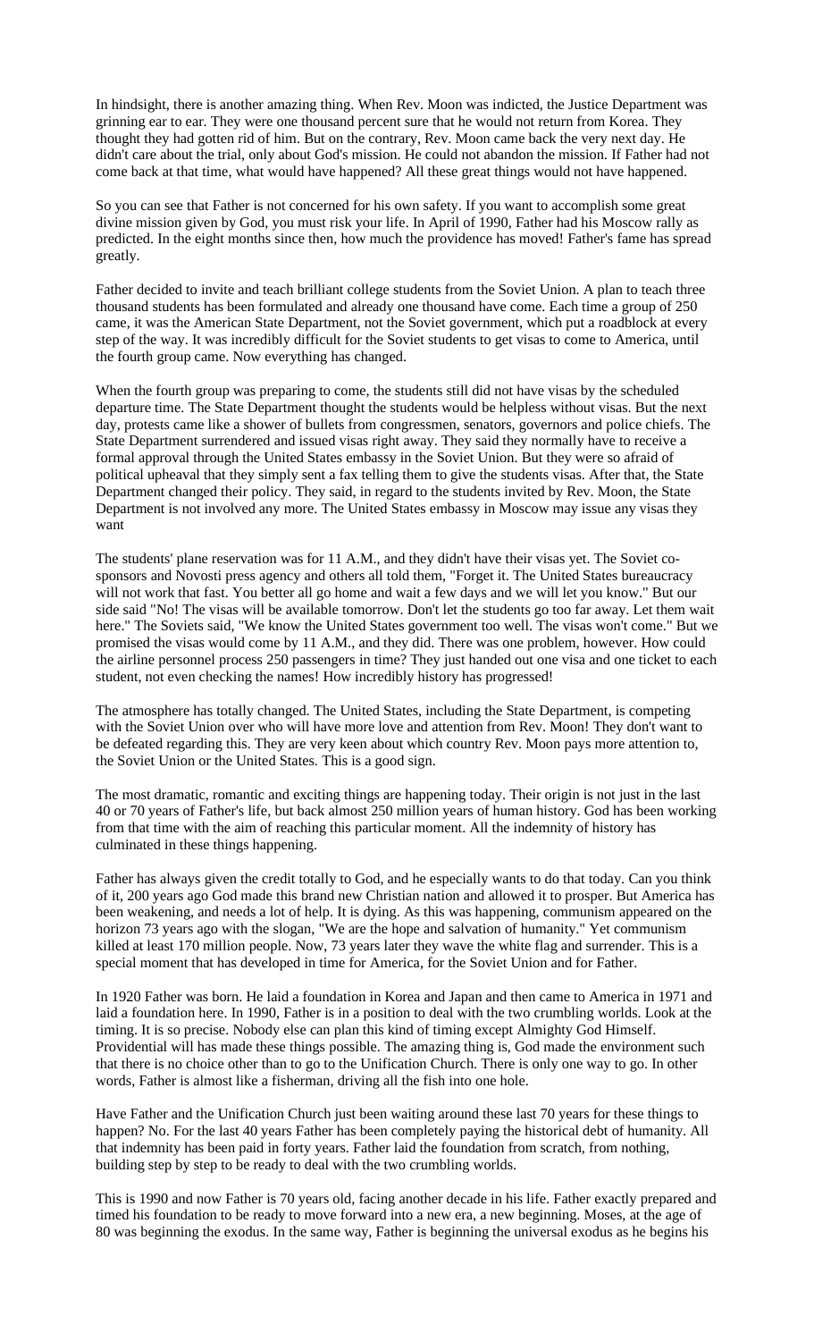In hindsight, there is another amazing thing. When Rev. Moon was indicted, the Justice Department was grinning ear to ear. They were one thousand percent sure that he would not return from Korea. They thought they had gotten rid of him. But on the contrary, Rev. Moon came back the very next day. He didn't care about the trial, only about God's mission. He could not abandon the mission. If Father had not come back at that time, what would have happened? All these great things would not have happened.

So you can see that Father is not concerned for his own safety. If you want to accomplish some great divine mission given by God, you must risk your life. In April of 1990, Father had his Moscow rally as predicted. In the eight months since then, how much the providence has moved! Father's fame has spread greatly.

Father decided to invite and teach brilliant college students from the Soviet Union. A plan to teach three thousand students has been formulated and already one thousand have come. Each time a group of 250 came, it was the American State Department, not the Soviet government, which put a roadblock at every step of the way. It was incredibly difficult for the Soviet students to get visas to come to America, until the fourth group came. Now everything has changed.

When the fourth group was preparing to come, the students still did not have visas by the scheduled departure time. The State Department thought the students would be helpless without visas. But the next day, protests came like a shower of bullets from congressmen, senators, governors and police chiefs. The State Department surrendered and issued visas right away. They said they normally have to receive a formal approval through the United States embassy in the Soviet Union. But they were so afraid of political upheaval that they simply sent a fax telling them to give the students visas. After that, the State Department changed their policy. They said, in regard to the students invited by Rev. Moon, the State Department is not involved any more. The United States embassy in Moscow may issue any visas they want

The students' plane reservation was for 11 A.M., and they didn't have their visas yet. The Soviet co-sponsors and Novosti press agency and others all told them, "Forget it. The United States bureaucracy will not work that fast. You better all go home and wait a few days and we will let you know." But our side said "No! The visas will be available tomorrow. Don't let the students go too far away. Let them wait here." The Soviets said, "We know the United States government too well. The visas won't come." But we promised the visas would come by 11 A.M., and they did. There was one problem, however. How could the airline personnel process 250 passengers in time? They just handed out one visa and one ticket to each student, not even checking the names! How incredibly history has progressed!

The atmosphere has totally changed. The United States, including the State Department, is competing with the Soviet Union over who will have more love and attention from Rev. Moon! They don't want to be defeated regarding this. They are very keen about which country Rev. Moon pays more attention to, the Soviet Union or the United States. This is a good sign.

The most dramatic, romantic and exciting things are happening today. Their origin is not just in the last 40 or 70 years of Father's life, but back almost 250 million years of human history. God has been working from that time with the aim of reaching this particular moment. All the indemnity of history has culminated in these things happening.

Father has always given the credit totally to God, and he especially wants to do that today. Can you think of it, 200 years ago God made this brand new Christian nation and allowed it to prosper. But America has been weakening, and needs a lot of help. It is dying. As this was happening, communism appeared on the horizon 73 years ago with the slogan, "We are the hope and salvation of humanity." Yet communism killed at least 170 million people. Now, 73 years later they wave the white flag and surrender. This is a special moment that has developed in time for America, for the Soviet Union and for Father.

In 1920 Father was born. He laid a foundation in Korea and Japan and then came to America in 1971 and laid a foundation here. In 1990, Father is in a position to deal with the two crumbling worlds. Look at the timing. It is so precise. Nobody else can plan this kind of timing except Almighty God Himself. Providential will has made these things possible. The amazing thing is, God made the environment such that there is no choice other than to go to the Unification Church. There is only one way to go. In other words, Father is almost like a fisherman, driving all the fish into one hole.

Have Father and the Unification Church just been waiting around these last 70 years for these things to happen? No. For the last 40 years Father has been completely paying the historical debt of humanity. All that indemnity has been paid in forty years. Father laid the foundation from scratch, from nothing, building step by step to be ready to deal with the two crumbling worlds.

This is 1990 and now Father is 70 years old, facing another decade in his life. Father exactly prepared and timed his foundation to be ready to move forward into a new era, a new beginning. Moses, at the age of 80 was beginning the exodus. In the same way, Father is beginning the universal exodus as he begins his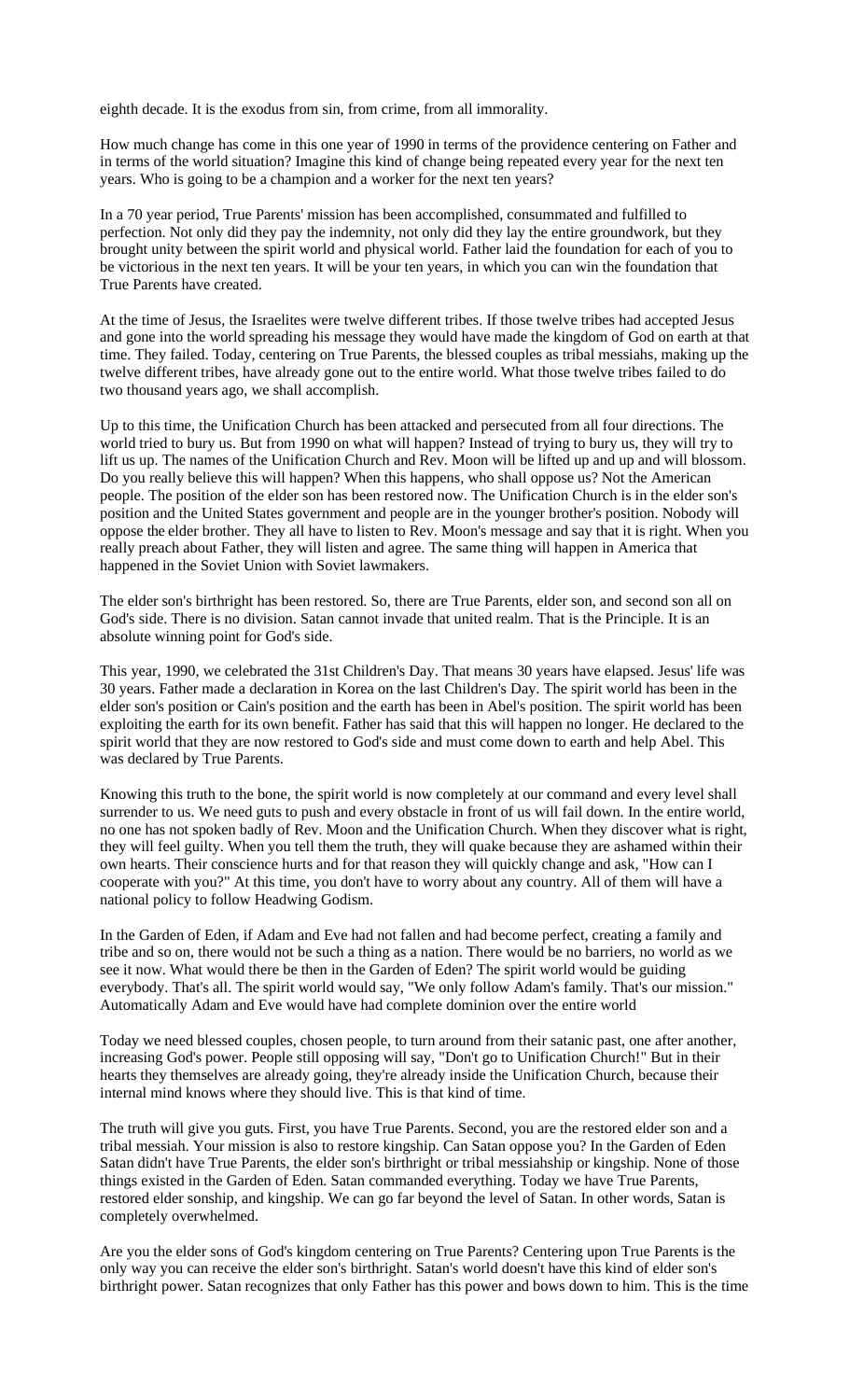eighth decade. It is the exodus from sin, from crime, from all immorality.

How much change has come in this one year of 1990 in terms of the providence centering on Father and in terms of the world situation? Imagine this kind of change being repeated every year for the next ten years. Who is going to be a champion and a worker for the next ten years?

In a 70 year period, True Parents' mission has been accomplished, consummated and fulfilled to perfection. Not only did they pay the indemnity, not only did they lay the entire groundwork, but they brought unity between the spirit world and physical world. Father laid the foundation for each of you to be victorious in the next ten years. It will be your ten years, in which you can win the foundation that True Parents have created.

At the time of Jesus, the Israelites were twelve different tribes. If those twelve tribes had accepted Jesus and gone into the world spreading his message they would have made the kingdom of God on earth at that time. They failed. Today, centering on True Parents, the blessed couples as tribal messiahs, making up the twelve different tribes, have already gone out to the entire world. What those twelve tribes failed to do two thousand years ago, we shall accomplish.

Up to this time, the Unification Church has been attacked and persecuted from all four directions. The world tried to bury us. But from 1990 on what will happen? Instead of trying to bury us, they will try to lift us up. The names of the Unification Church and Rev. Moon will be lifted up and up and will blossom. Do you really believe this will happen? When this happens, who shall oppose us? Not the American people. The position of the elder son has been restored now. The Unification Church is in the elder son's position and the United States government and people are in the younger brother's position. Nobody will oppose the elder brother. They all have to listen to Rev. Moon's message and say that it is right. When you really preach about Father, they will listen and agree. The same thing will happen in America that happened in the Soviet Union with Soviet lawmakers.

The elder son's birthright has been restored. So, there are True Parents, elder son, and second son all on God's side. There is no division. Satan cannot invade that united realm. That is the Principle. It is an absolute winning point for God's side.

This year, 1990, we celebrated the 31st Children's Day. That means 30 years have elapsed. Jesus' life was 30 years. Father made a declaration in Korea on the last Children's Day. The spirit world has been in the elder son's position or Cain's position and the earth has been in Abel's position. The spirit world has been exploiting the earth for its own benefit. Father has said that this will happen no longer. He declared to the spirit world that they are now restored to God's side and must come down to earth and help Abel. This was declared by True Parents.

Knowing this truth to the bone, the spirit world is now completely at our command and every level shall surrender to us. We need guts to push and every obstacle in front of us will fail down. In the entire world, no one has not spoken badly of Rev. Moon and the Unification Church. When they discover what is right, they will feel guilty. When you tell them the truth, they will quake because they are ashamed within their own hearts. Their conscience hurts and for that reason they will quickly change and ask, "How can I cooperate with you?" At this time, you don't have to worry about any country. All of them will have a national policy to follow Headwing Godism.

In the Garden of Eden, if Adam and Eve had not fallen and had become perfect, creating a family and tribe and so on, there would not be such a thing as a nation. There would be no barriers, no world as we see it now. What would there be then in the Garden of Eden? The spirit world would be guiding everybody. That's all. The spirit world would say, "We only follow Adam's family. That's our mission." Automatically Adam and Eve would have had complete dominion over the entire world

Today we need blessed couples, chosen people, to turn around from their satanic past, one after another, increasing God's power. People still opposing will say, "Don't go to Unification Church!" But in their hearts they themselves are already going, they're already inside the Unification Church, because their internal mind knows where they should live. This is that kind of time.

The truth will give you guts. First, you have True Parents. Second, you are the restored elder son and a tribal messiah. Your mission is also to restore kingship. Can Satan oppose you? In the Garden of Eden Satan didn't have True Parents, the elder son's birthright or tribal messiahship or kingship. None of those things existed in the Garden of Eden. Satan commanded everything. Today we have True Parents, restored elder sonship, and kingship. We can go far beyond the level of Satan. In other words, Satan is completely overwhelmed.

Are you the elder sons of God's kingdom centering on True Parents? Centering upon True Parents is the only way you can receive the elder son's birthright. Satan's world doesn't have this kind of elder son's birthright power. Satan recognizes that only Father has this power and bows down to him. This is the time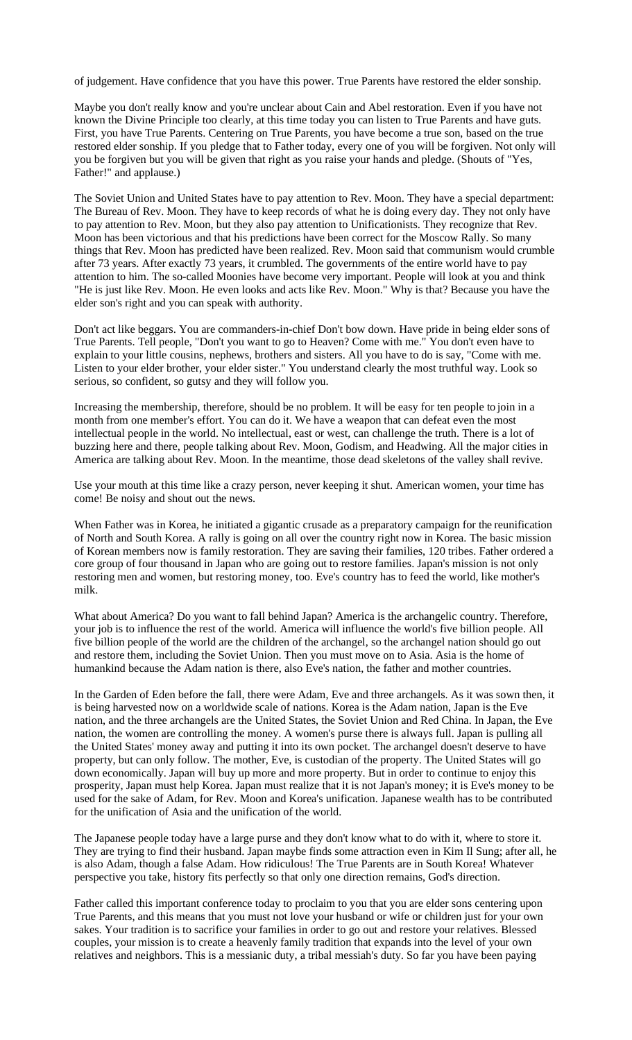of judgement. Have confidence that you have this power. True Parents have restored the elder sonship.

Maybe you don't really know and you're unclear about Cain and Abel restoration. Even if you have not known the Divine Principle too clearly, at this time today you can listen to True Parents and have guts. First, you have True Parents. Centering on True Parents, you have become a true son, based on the true restored elder sonship. If you pledge that to Father today, every one of you will be forgiven. Not only will you be forgiven but you will be given that right as you raise your hands and pledge. (Shouts of "Yes, Father!" and applause.)

The Soviet Union and United States have to pay attention to Rev. Moon. They have a special department: The Bureau of Rev. Moon. They have to keep records of what he is doing every day. They not only have to pay attention to Rev. Moon, but they also pay attention to Unificationists. They recognize that Rev. Moon has been victorious and that his predictions have been correct for the Moscow Rally. So many things that Rev. Moon has predicted have been realized. Rev. Moon said that communism would crumble after 73 years. After exactly 73 years, it crumbled. The governments of the entire world have to pay attention to him. The so-called Moonies have become very important. People will look at you and think "He is just like Rev. Moon. He even looks and acts like Rev. Moon." Why is that? Because you have the elder son's right and you can speak with authority.

Don't act like beggars. You are commanders-in-chief Don't bow down. Have pride in being elder sons of True Parents. Tell people, "Don't you want to go to Heaven? Come with me." You don't even have to explain to your little cousins, nephews, brothers and sisters. All you have to do is say, "Come with me. Listen to your elder brother, your elder sister." You understand clearly the most truthful way. Look so serious, so confident, so gutsy and they will follow you.

Increasing the membership, therefore, should be no problem. It will be easy for ten people to join in a month from one member's effort. You can do it. We have a weapon that can defeat even the most intellectual people in the world. No intellectual, east or west, can challenge the truth. There is a lot of buzzing here and there, people talking about Rev. Moon, Godism, and Headwing. All the major cities in America are talking about Rev. Moon. In the meantime, those dead skeletons of the valley shall revive.

Use your mouth at this time like a crazy person, never keeping it shut. American women, your time has come! Be noisy and shout out the news.

When Father was in Korea, he initiated a gigantic crusade as a preparatory campaign for the reunification of North and South Korea. A rally is going on all over the country right now in Korea. The basic mission of Korean members now is family restoration. They are saving their families, 120 tribes. Father ordered a core group of four thousand in Japan who are going out to restore families. Japan's mission is not only restoring men and women, but restoring money, too. Eve's country has to feed the world, like mother's milk.

What about America? Do you want to fall behind Japan? America is the archangelic country. Therefore, your job is to influence the rest of the world. America will influence the world's five billion people. All five billion people of the world are the children of the archangel, so the archangel nation should go out and restore them, including the Soviet Union. Then you must move on to Asia. Asia is the home of humankind because the Adam nation is there, also Eve's nation, the father and mother countries.

In the Garden of Eden before the fall, there were Adam, Eve and three archangels. As it was sown then, it is being harvested now on a worldwide scale of nations. Korea is the Adam nation, Japan is the Eve nation, and the three archangels are the United States, the Soviet Union and Red China. In Japan, the Eve nation, the women are controlling the money. A women's purse there is always full. Japan is pulling all the United States' money away and putting it into its own pocket. The archangel doesn't deserve to have property, but can only follow. The mother, Eve, is custodian of the property. The United States will go down economically. Japan will buy up more and more property. But in order to continue to enjoy this prosperity, Japan must help Korea. Japan must realize that it is not Japan's money; it is Eve's money to be used for the sake of Adam, for Rev. Moon and Korea's unification. Japanese wealth has to be contributed for the unification of Asia and the unification of the world.

The Japanese people today have a large purse and they don't know what to do with it, where to store it. They are trying to find their husband. Japan maybe finds some attraction even in Kim Il Sung; after all, he is also Adam, though a false Adam. How ridiculous! The True Parents are in South Korea! Whatever perspective you take, history fits perfectly so that only one direction remains, God's direction.

Father called this important conference today to proclaim to you that you are elder sons centering upon True Parents, and this means that you must not love your husband or wife or children just for your own sakes. Your tradition is to sacrifice your families in order to go out and restore your relatives. Blessed couples, your mission is to create a heavenly family tradition that expands into the level of your own relatives and neighbors. This is a messianic duty, a tribal messiah's duty. So far you have been paying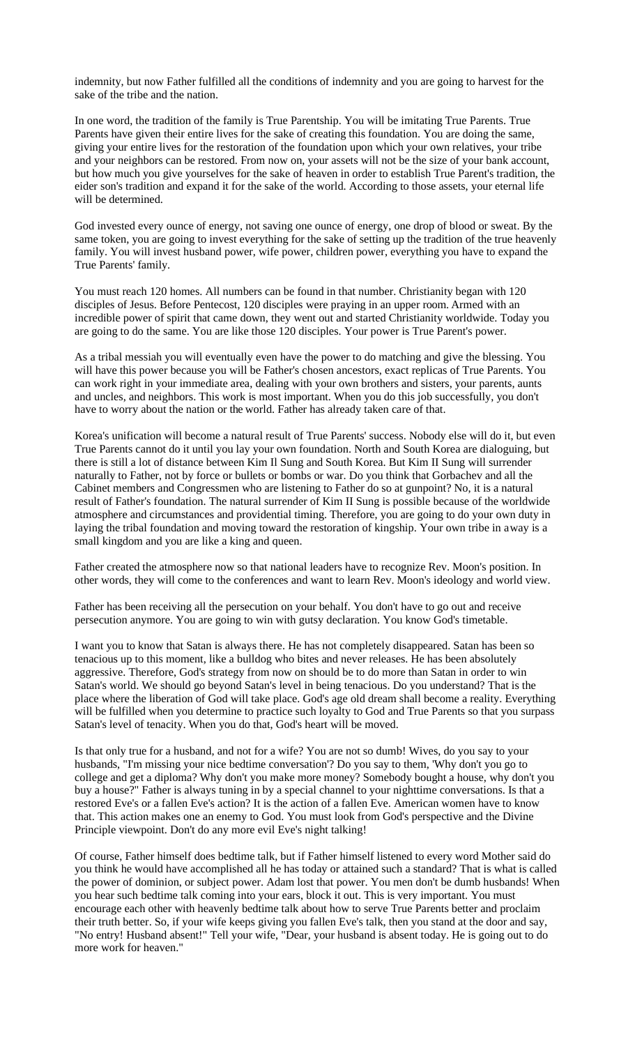indemnity, but now Father fulfilled all the conditions of indemnity and you are going to harvest for the sake of the tribe and the nation.

In one word, the tradition of the family is True Parentship. You will be imitating True Parents. True Parents have given their entire lives for the sake of creating this foundation. You are doing the same, giving your entire lives for the restoration of the foundation upon which your own relatives, your tribe and your neighbors can be restored. From now on, your assets will not be the size of your bank account, but how much you give yourselves for the sake of heaven in order to establish True Parent's tradition, the eider son's tradition and expand it for the sake of the world. According to those assets, your eternal life will be determined.

God invested every ounce of energy, not saving one ounce of energy, one drop of blood or sweat. By the same token, you are going to invest everything for the sake of setting up the tradition of the true heavenly family. You will invest husband power, wife power, children power, everything you have to expand the True Parents' family.

You must reach 120 homes. All numbers can be found in that number. Christianity began with 120 disciples of Jesus. Before Pentecost, 120 disciples were praying in an upper room. Armed with an incredible power of spirit that came down, they went out and started Christianity worldwide. Today you are going to do the same. You are like those 120 disciples. Your power is True Parent's power.

As a tribal messiah you will eventually even have the power to do matching and give the blessing. You will have this power because you will be Father's chosen ancestors, exact replicas of True Parents. You can work right in your immediate area, dealing with your own brothers and sisters, your parents, aunts and uncles, and neighbors. This work is most important. When you do this job successfully, you don't have to worry about the nation or the world. Father has already taken care of that.

Korea's unification will become a natural result of True Parents' success. Nobody else will do it, but even True Parents cannot do it until you lay your own foundation. North and South Korea are dialoguing, but there is still a lot of distance between Kim Il Sung and South Korea. But Kim II Sung will surrender naturally to Father, not by force or bullets or bombs or war. Do you think that Gorbachev and all the Cabinet members and Congressmen who are listening to Father do so at gunpoint? No, it is a natural result of Father's foundation. The natural surrender of Kim II Sung is possible because of the worldwide atmosphere and circumstances and providential timing. Therefore, you are going to do your own duty in laying the tribal foundation and moving toward the restoration of kingship. Your own tribe in away is a small kingdom and you are like a king and queen.

Father created the atmosphere now so that national leaders have to recognize Rev. Moon's position. In other words, they will come to the conferences and want to learn Rev. Moon's ideology and world view.

Father has been receiving all the persecution on your behalf. You don't have to go out and receive persecution anymore. You are going to win with gutsy declaration. You know God's timetable.

I want you to know that Satan is always there. He has not completely disappeared. Satan has been so tenacious up to this moment, like a bulldog who bites and never releases. He has been absolutely aggressive. Therefore, God's strategy from now on should be to do more than Satan in order to win Satan's world. We should go beyond Satan's level in being tenacious. Do you understand? That is the place where the liberation of God will take place. God's age old dream shall become a reality. Everything will be fulfilled when you determine to practice such loyalty to God and True Parents so that you surpass Satan's level of tenacity. When you do that, God's heart will be moved.

Is that only true for a husband, and not for a wife? You are not so dumb! Wives, do you say to your husbands, "I'm missing your nice bedtime conversation'? Do you say to them, 'Why don't you go to college and get a diploma? Why don't you make more money? Somebody bought a house, why don't you buy a house?" Father is always tuning in by a special channel to your nighttime conversations. Is that a restored Eve's or a fallen Eve's action? It is the action of a fallen Eve. American women have to know that. This action makes one an enemy to God. You must look from God's perspective and the Divine Principle viewpoint. Don't do any more evil Eve's night talking!

Of course, Father himself does bedtime talk, but if Father himself listened to every word Mother said do you think he would have accomplished all he has today or attained such a standard? That is what is called the power of dominion, or subject power. Adam lost that power. You men don't be dumb husbands! When you hear such bedtime talk coming into your ears, block it out. This is very important. You must encourage each other with heavenly bedtime talk about how to serve True Parents better and proclaim their truth better. So, if your wife keeps giving you fallen Eve's talk, then you stand at the door and say, "No entry! Husband absent!" Tell your wife, "Dear, your husband is absent today. He is going out to do more work for heaven."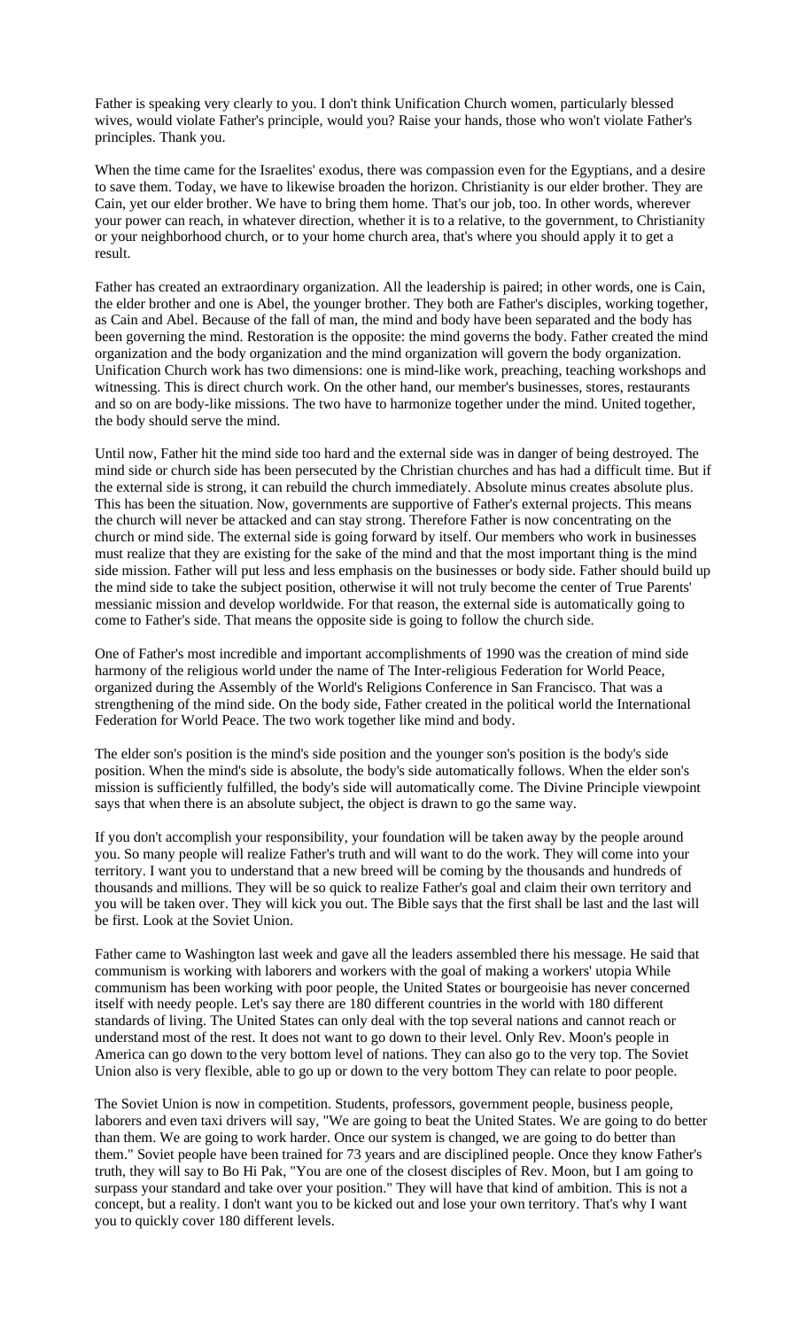Father is speaking very clearly to you. I don't think Unification Church women, particularly blessed wives, would violate Father's principle, would you? Raise your hands, those who won't violate Father's principles. Thank you.

When the time came for the Israelites' exodus, there was compassion even for the Egyptians, and a desire to save them. Today, we have to likewise broaden the horizon. Christianity is our elder brother. They are Cain, yet our elder brother. We have to bring them home. That's our job, too. In other words, wherever your power can reach, in whatever direction, whether it is to a relative, to the government, to Christianity or your neighborhood church, or to your home church area, that's where you should apply it to get a result.

Father has created an extraordinary organization. All the leadership is paired; in other words, one is Cain, the elder brother and one is Abel, the younger brother. They both are Father's disciples, working together, as Cain and Abel. Because of the fall of man, the mind and body have been separated and the body has been governing the mind. Restoration is the opposite: the mind governs the body. Father created the mind organization and the body organization and the mind organization will govern the body organization. Unification Church work has two dimensions: one is mind-like work, preaching, teaching workshops and witnessing. This is direct church work. On the other hand, our member's businesses, stores, restaurants and so on are body-like missions. The two have to harmonize together under the mind. United together, the body should serve the mind.

Until now, Father hit the mind side too hard and the external side was in danger of being destroyed. The mind side or church side has been persecuted by the Christian churches and has had a difficult time. But if the external side is strong, it can rebuild the church immediately. Absolute minus creates absolute plus. This has been the situation. Now, governments are supportive of Father's external projects. This means the church will never be attacked and can stay strong. Therefore Father is now concentrating on the church or mind side. The external side is going forward by itself. Our members who work in businesses must realize that they are existing for the sake of the mind and that the most important thing is the mind side mission. Father will put less and less emphasis on the businesses or body side. Father should build up the mind side to take the subject position, otherwise it will not truly become the center of True Parents' messianic mission and develop worldwide. For that reason, the external side is automatically going to come to Father's side. That means the opposite side is going to follow the church side.

One of Father's most incredible and important accomplishments of 1990 was the creation of mind side harmony of the religious world under the name of The Inter-religious Federation for World Peace, organized during the Assembly of the World's Religions Conference in San Francisco. That was a strengthening of the mind side. On the body side, Father created in the political world the International Federation for World Peace. The two work together like mind and body.

The elder son's position is the mind's side position and the younger son's position is the body's side position. When the mind's side is absolute, the body's side automatically follows. When the elder son's mission is sufficiently fulfilled, the body's side will automatically come. The Divine Principle viewpoint says that when there is an absolute subject, the object is drawn to go the same way.

If you don't accomplish your responsibility, your foundation will be taken away by the people around you. So many people will realize Father's truth and will want to do the work. They will come into your territory. I want you to understand that a new breed will be coming by the thousands and hundreds of thousands and millions. They will be so quick to realize Father's goal and claim their own territory and you will be taken over. They will kick you out. The Bible says that the first shall be last and the last will be first. Look at the Soviet Union.

Father came to Washington last week and gave all the leaders assembled there his message. He said that communism is working with laborers and workers with the goal of making a workers' utopia While communism has been working with poor people, the United States or bourgeoisie has never concerned itself with needy people. Let's say there are 180 different countries in the world with 180 different standards of living. The United States can only deal with the top several nations and cannot reach or understand most of the rest. It does not want to go down to their level. Only Rev. Moon's people in America can go down to the very bottom level of nations. They can also go to the very top. The Soviet Union also is very flexible, able to go up or down to the very bottom They can relate to poor people.

The Soviet Union is now in competition. Students, professors, government people, business people, laborers and even taxi drivers will say, "We are going to beat the United States. We are going to do better than them. We are going to work harder. Once our system is changed, we are going to do better than them." Soviet people have been trained for 73 years and are disciplined people. Once they know Father's truth, they will say to Bo Hi Pak, "You are one of the closest disciples of Rev. Moon, but I am going to surpass your standard and take over your position." They will have that kind of ambition. This is not a concept, but a reality. I don't want you to be kicked out and lose your own territory. That's why I want you to quickly cover 180 different levels.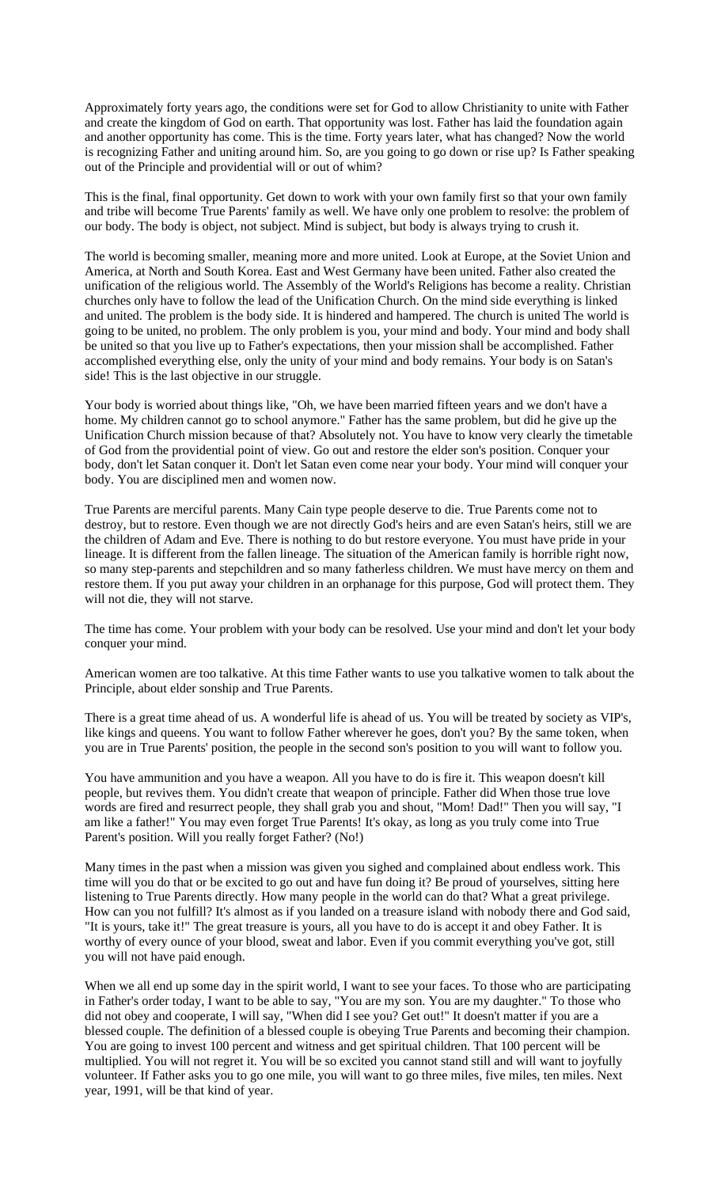Approximately forty years ago, the conditions were set for God to allow Christianity to unite with Father and create the kingdom of God on earth. That opportunity was lost. Father has laid the foundation again and another opportunity has come. This is the time. Forty years later, what has changed? Now the world is recognizing Father and uniting around him. So, are you going to go down or rise up? Is Father speaking out of the Principle and providential will or out of whim?

This is the final, final opportunity. Get down to work with your own family first so that your own family and tribe will become True Parents' family as well. We have only one problem to resolve: the problem of our body. The body is object, not subject. Mind is subject, but body is always trying to crush it.

The world is becoming smaller, meaning more and more united. Look at Europe, at the Soviet Union and America, at North and South Korea. East and West Germany have been united. Father also created the unification of the religious world. The Assembly of the World's Religions has become a reality. Christian churches only have to follow the lead of the Unification Church. On the mind side everything is linked and united. The problem is the body side. It is hindered and hampered. The church is united The world is going to be united, no problem. The only problem is you, your mind and body. Your mind and body shall be united so that you live up to Father's expectations, then your mission shall be accomplished. Father accomplished everything else, only the unity of your mind and body remains. Your body is on Satan's side! This is the last objective in our struggle.

Your body is worried about things like, "Oh, we have been married fifteen years and we don't have a home. My children cannot go to school anymore." Father has the same problem, but did he give up the Unification Church mission because of that? Absolutely not. You have to know very clearly the timetable of God from the providential point of view. Go out and restore the elder son's position. Conquer your body, don't let Satan conquer it. Don't let Satan even come near your body. Your mind will conquer your body. You are disciplined men and women now.

True Parents are merciful parents. Many Cain type people deserve to die. True Parents come not to destroy, but to restore. Even though we are not directly God's heirs and are even Satan's heirs, still we are the children of Adam and Eve. There is nothing to do but restore everyone. You must have pride in your lineage. It is different from the fallen lineage. The situation of the American family is horrible right now, so many step-parents and stepchildren and so many fatherless children. We must have mercy on them and restore them. If you put away your children in an orphanage for this purpose, God will protect them. They will not die, they will not starve.

The time has come. Your problem with your body can be resolved. Use your mind and don't let your body conquer your mind.

American women are too talkative. At this time Father wants to use you talkative women to talk about the Principle, about elder sonship and True Parents.

There is a great time ahead of us. A wonderful life is ahead of us. You will be treated by society as VIP's, like kings and queens. You want to follow Father wherever he goes, don't you? By the same token, when you are in True Parents' position, the people in the second son's position to you will want to follow you.

You have ammunition and you have a weapon. All you have to do is fire it. This weapon doesn't kill people, but revives them. You didn't create that weapon of principle. Father did When those true love words are fired and resurrect people, they shall grab you and shout, "Mom! Dad!" Then you will say, "I am like a father!" You may even forget True Parents! It's okay, as long as you truly come into True Parent's position. Will you really forget Father? (No!)

Many times in the past when a mission was given you sighed and complained about endless work. This time will you do that or be excited to go out and have fun doing it? Be proud of yourselves, sitting here listening to True Parents directly. How many people in the world can do that? What a great privilege. How can you not fulfill? It's almost as if you landed on a treasure island with nobody there and God said, "It is yours, take it!" The great treasure is yours, all you have to do is accept it and obey Father. It is worthy of every ounce of your blood, sweat and labor. Even if you commit everything you've got, still you will not have paid enough.

When we all end up some day in the spirit world, I want to see your faces. To those who are participating in Father's order today, I want to be able to say, "You are my son. You are my daughter." To those who did not obey and cooperate, I will say, "When did I see you? Get out!" It doesn't matter if you are a blessed couple. The definition of a blessed couple is obeying True Parents and becoming their champion. You are going to invest 100 percent and witness and get spiritual children. That 100 percent will be multiplied. You will not regret it. You will be so excited you cannot stand still and will want to joyfully volunteer. If Father asks you to go one mile, you will want to go three miles, five miles, ten miles. Next year, 1991, will be that kind of year.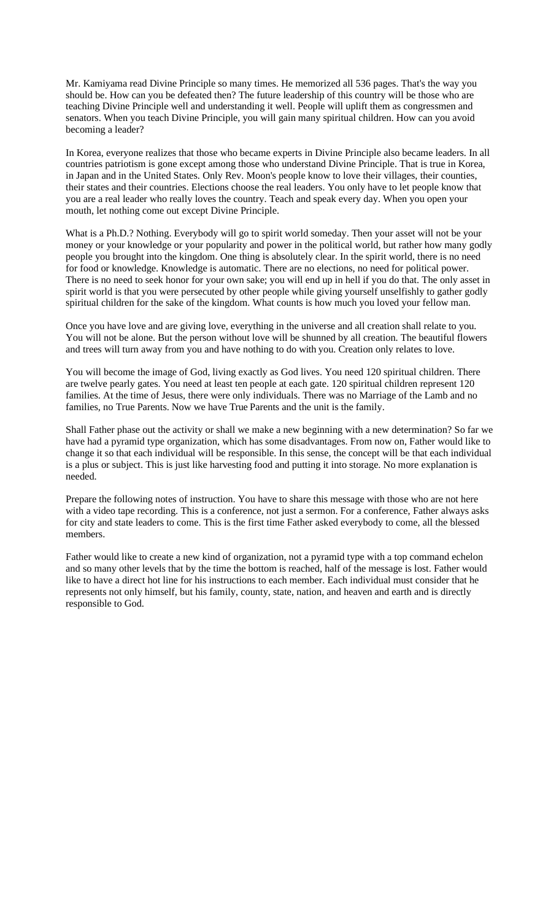Mr. Kamiyama read Divine Principle so many times. He memorized all 536 pages. That's the way you should be. How can you be defeated then? The future leadership of this country will be those who are teaching Divine Principle well and understanding it well. People will uplift them as congressmen and senators. When you teach Divine Principle, you will gain many spiritual children. How can you avoid becoming a leader?

In Korea, everyone realizes that those who became experts in Divine Principle also became leaders. In all countries patriotism is gone except among those who understand Divine Principle. That is true in Korea, in Japan and in the United States. Only Rev. Moon's people know to love their villages, their counties, their states and their countries. Elections choose the real leaders. You only have to let people know that you are a real leader who really loves the country. Teach and speak every day. When you open your mouth, let nothing come out except Divine Principle.

What is a Ph.D.? Nothing. Everybody will go to spirit world someday. Then your asset will not be your money or your knowledge or your popularity and power in the political world, but rather how many godly people you brought into the kingdom. One thing is absolutely clear. In the spirit world, there is no need for food or knowledge. Knowledge is automatic. There are no elections, no need for political power. There is no need to seek honor for your own sake; you will end up in hell if you do that. The only asset in spirit world is that you were persecuted by other people while giving yourself unselfishly to gather godly spiritual children for the sake of the kingdom. What counts is how much you loved your fellow man.

Once you have love and are giving love, everything in the universe and all creation shall relate to you. You will not be alone. But the person without love will be shunned by all creation. The beautiful flowers and trees will turn away from you and have nothing to do with you. Creation only relates to love.

You will become the image of God, living exactly as God lives. You need 120 spiritual children. There are twelve pearly gates. You need at least ten people at each gate. 120 spiritual children represent 120 families. At the time of Jesus, there were only individuals. There was no Marriage of the Lamb and no families, no True Parents. Now we have True Parents and the unit is the family.

Shall Father phase out the activity or shall we make a new beginning with a new determination? So far we have had a pyramid type organization, which has some disadvantages. From now on, Father would like to change it so that each individual will be responsible. In this sense, the concept will be that each individual is a plus or subject. This is just like harvesting food and putting it into storage. No more explanation is needed.

Prepare the following notes of instruction. You have to share this message with those who are not here with a video tape recording. This is a conference, not just a sermon. For a conference, Father always asks for city and state leaders to come. This is the first time Father asked everybody to come, all the blessed members.

Father would like to create a new kind of organization, not a pyramid type with a top command echelon and so many other levels that by the time the bottom is reached, half of the message is lost. Father would like to have a direct hot line for his instructions to each member. Each individual must consider that he represents not only himself, but his family, county, state, nation, and heaven and earth and is directly responsible to God.